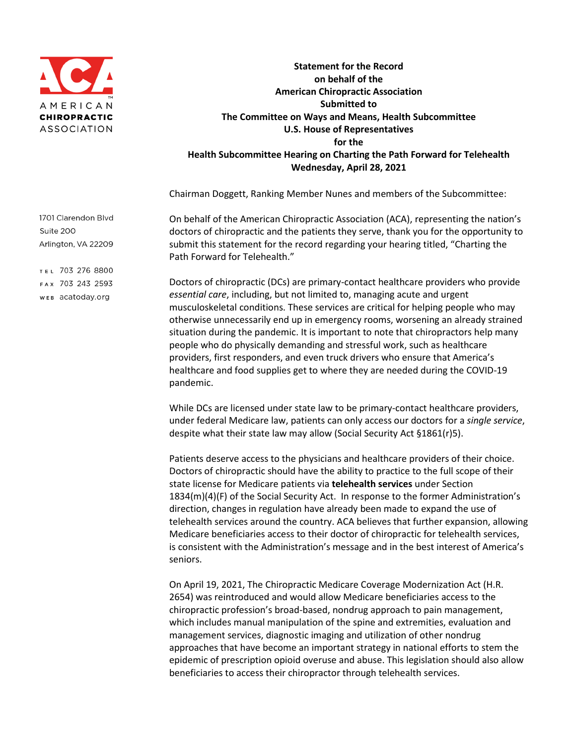AMERICAN CHIROPRACTIC ASSOCIATION

1701 Clarendon Blvd
Suite 200
Arlington, VA 22209

TEL 703 276 8800
FAX 703 243 2593
WEB acatoday.org

**Statement for the Record**
**on behalf of the**
**American Chiropractic Association**
**Submitted to**
**The Committee on Ways and Means, Health Subcommittee**
**U.S. House of Representatives**
**for the**
**Health Subcommittee Hearing on Charting the Path Forward for Telehealth**
**Wednesday, April 28, 2021**

Chairman Doggett, Ranking Member Nunes and members of the Subcommittee:

On behalf of the American Chiropractic Association (ACA), representing the nation's doctors of chiropractic and the patients they serve, thank you for the opportunity to submit this statement for the record regarding your hearing titled, "Charting the Path Forward for Telehealth."

Doctors of chiropractic (DCs) are primary-contact healthcare providers who provide *essential care*, including, but not limited to, managing acute and urgent musculoskeletal conditions. These services are critical for helping people who may otherwise unnecessarily end up in emergency rooms, worsening an already strained situation during the pandemic. It is important to note that chiropractors help many people who do physically demanding and stressful work, such as healthcare providers, first responders, and even truck drivers who ensure that America's healthcare and food supplies get to where they are needed during the COVID-19 pandemic.

While DCs are licensed under state law to be primary-contact healthcare providers, under federal Medicare law, patients can only access our doctors for a *single service*, despite what their state law may allow (Social Security Act §1861(r)5).

Patients deserve access to the physicians and healthcare providers of their choice. Doctors of chiropractic should have the ability to practice to the full scope of their state license for Medicare patients via **telehealth services** under Section 1834(m)(4)(F) of the Social Security Act. In response to the former Administration's direction, changes in regulation have already been made to expand the use of telehealth services around the country. ACA believes that further expansion, allowing Medicare beneficiaries access to their doctor of chiropractic for telehealth services, is consistent with the Administration's message and in the best interest of America's seniors.

On April 19, 2021, The Chiropractic Medicare Coverage Modernization Act (H.R. 2654) was reintroduced and would allow Medicare beneficiaries access to the chiropractic profession's broad-based, nondrug approach to pain management, which includes manual manipulation of the spine and extremities, evaluation and management services, diagnostic imaging and utilization of other nondrug approaches that have become an important strategy in national efforts to stem the epidemic of prescription opioid overuse and abuse. This legislation should also allow beneficiaries to access their chiropractor through telehealth services.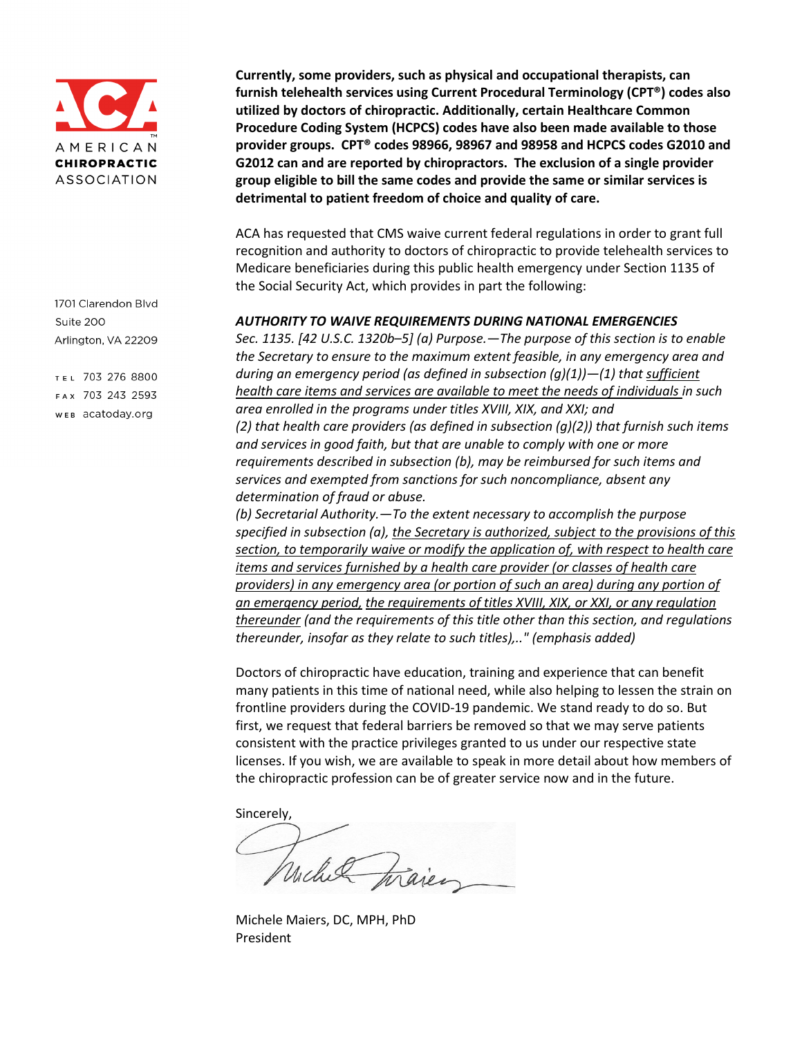**Currently, some providers, such as physical and occupational therapists, can furnish telehealth services using Current Procedural Terminology (CPT®) codes also utilized by doctors of chiropractic. Additionally, certain Healthcare Common Procedure Coding System (HCPCS) codes have also been made available to those provider groups. CPT® codes 98966, 98967 and 98958 and HCPCS codes G2010 and G2012 can and are reported by chiropractors. The exclusion of a single provider group eligible to bill the same codes and provide the same or similar services is detrimental to patient freedom of choice and quality of care.**

ACA has requested that CMS waive current federal regulations in order to grant full recognition and authority to doctors of chiropractic to provide telehealth services to Medicare beneficiaries during this public health emergency under Section 1135 of the Social Security Act, which provides in part the following:

***AUTHORITY TO WAIVE REQUIREMENTS DURING NATIONAL EMERGENCIES***

*Sec. 1135. [42 U.S.C. 1320b–5] (a) Purpose.—The purpose of this section is to enable the Secretary to ensure to the maximum extent feasible, in any emergency area and during an emergency period (as defined in subsection (g)(1))—(1) that sufficient health care items and services are available to meet the needs of individuals in such area enrolled in the programs under titles XVIII, XIX, and XXI; and*
*(2) that health care providers (as defined in subsection (g)(2)) that furnish such items and services in good faith, but that are unable to comply with one or more requirements described in subsection (b), may be reimbursed for such items and services and exempted from sanctions for such noncompliance, absent any determination of fraud or abuse.*
*(b) Secretarial Authority.—To the extent necessary to accomplish the purpose specified in subsection (a), the Secretary is authorized, subject to the provisions of this section, to temporarily waive or modify the application of, with respect to health care items and services furnished by a health care provider (or classes of health care providers) in any emergency area (or portion of such an area) during any portion of an emergency period, the requirements of titles XVIII, XIX, or XXI, or any regulation thereunder (and the requirements of this title other than this section, and regulations thereunder, insofar as they relate to such titles),.." (emphasis added)*

Doctors of chiropractic have education, training and experience that can benefit many patients in this time of national need, while also helping to lessen the strain on frontline providers during the COVID-19 pandemic. We stand ready to do so. But first, we request that federal barriers be removed so that we may serve patients consistent with the practice privileges granted to us under our respective state licenses. If you wish, we are available to speak in more detail about how members of the chiropractic profession can be of greater service now and in the future.

Sincerely,

Michele Maiers, DC, MPH, PhD
President

1701 Clarendon Blvd
Suite 200
Arlington, VA 22209

TEL 703 276 8800
FAX 703 243 2593
WEB acatoday.org